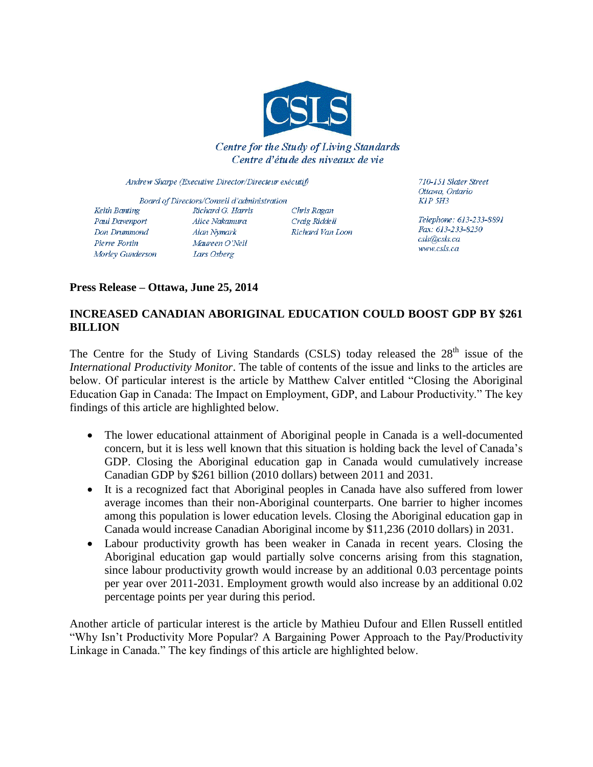**CSLS**

*Centre for the Study of Living Standards*
*Centre d'étude des niveaux de vie*

*Andrew Sharpe (Executive Director/Directeur exécutif)*

*Board of Directors/Conseil d'administration*

*Keith Banting*
*Paul Davenport*
*Don Drummond*
*Pierre Fortin*
*Morley Gunderson*
*Richard G. Harris*
*Alice Nakamura*
*Alan Nymark*
*Maureen O'Neil*
*Lars Osberg*
*Chris Ragan*
*Craig Riddell*
*Richard Van Loon*

*710-151 Slater Street*
*Ottawa, Ontario*
*K1P 5H3*

*Telephone: 613-233-8891*
*Fax: 613-233-8250*
*csls@csls.ca*
*www.csls.ca*

**Press Release – Ottawa, June 25, 2014**

**INCREASED CANADIAN ABORIGINAL EDUCATION COULD BOOST GDP BY $261 BILLION**

The Centre for the Study of Living Standards (CSLS) today released the 28th issue of the *International Productivity Monitor*. The table of contents of the issue and links to the articles are below. Of particular interest is the article by Matthew Calver entitled "Closing the Aboriginal Education Gap in Canada: The Impact on Employment, GDP, and Labour Productivity." The key findings of this article are highlighted below.

- The lower educational attainment of Aboriginal people in Canada is a well-documented concern, but it is less well known that this situation is holding back the level of Canada's GDP. Closing the Aboriginal education gap in Canada would cumulatively increase Canadian GDP by $261 billion (2010 dollars) between 2011 and 2031.
- It is a recognized fact that Aboriginal peoples in Canada have also suffered from lower average incomes than their non-Aboriginal counterparts. One barrier to higher incomes among this population is lower education levels. Closing the Aboriginal education gap in Canada would increase Canadian Aboriginal income by $11,236 (2010 dollars) in 2031.
- Labour productivity growth has been weaker in Canada in recent years. Closing the Aboriginal education gap would partially solve concerns arising from this stagnation, since labour productivity growth would increase by an additional 0.03 percentage points per year over 2011-2031. Employment growth would also increase by an additional 0.02 percentage points per year during this period.

Another article of particular interest is the article by Mathieu Dufour and Ellen Russell entitled "Why Isn't Productivity More Popular? A Bargaining Power Approach to the Pay/Productivity Linkage in Canada." The key findings of this article are highlighted below.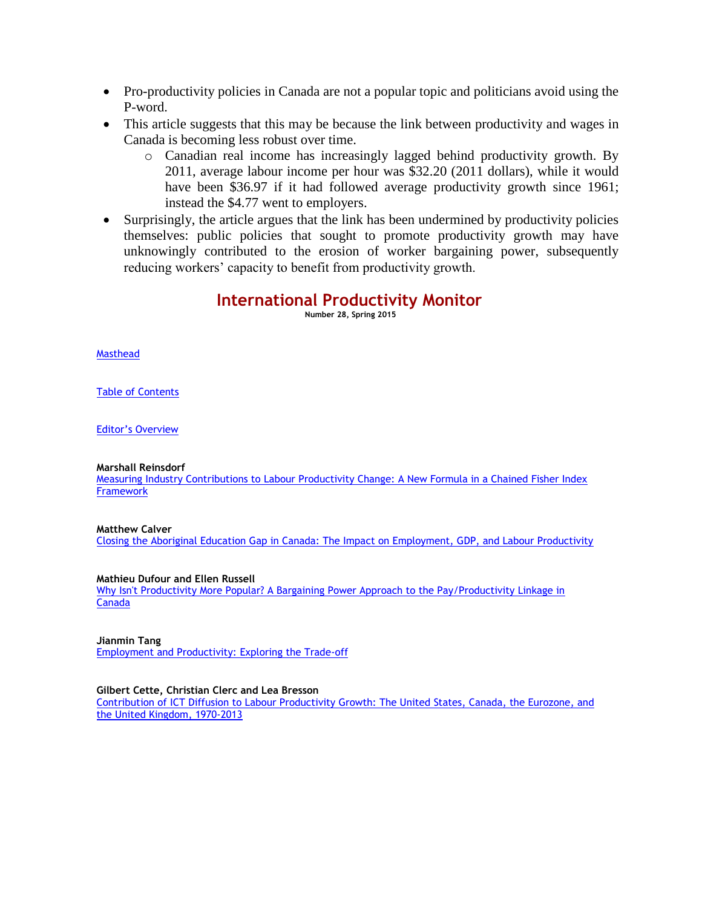- Pro-productivity policies in Canada are not a popular topic and politicians avoid using the P-word.
- This article suggests that this may be because the link between productivity and wages in Canada is becoming less robust over time.
    - Canadian real income has increasingly lagged behind productivity growth. By 2011, average labour income per hour was $32.20 (2011 dollars), while it would have been $36.97 if it had followed average productivity growth since 1961; instead the $4.77 went to employers.
- Surprisingly, the article argues that the link has been undermined by productivity policies themselves: public policies that sought to promote productivity growth may have unknowingly contributed to the erosion of worker bargaining power, subsequently reducing workers' capacity to benefit from productivity growth.

## International Productivity Monitor

**Number 28, Spring 2015**

Masthead

Table of Contents

Editor's Overview

**Marshall Reinsdorf**
Measuring Industry Contributions to Labour Productivity Change: A New Formula in a Chained Fisher Index Framework

**Matthew Calver**
Closing the Aboriginal Education Gap in Canada: The Impact on Employment, GDP, and Labour Productivity

**Mathieu Dufour and Ellen Russell**
Why Isn't Productivity More Popular? A Bargaining Power Approach to the Pay/Productivity Linkage in Canada

**Jianmin Tang**
Employment and Productivity: Exploring the Trade-off

**Gilbert Cette, Christian Clerc and Lea Bresson**
Contribution of ICT Diffusion to Labour Productivity Growth: The United States, Canada, the Eurozone, and the United Kingdom, 1970-2013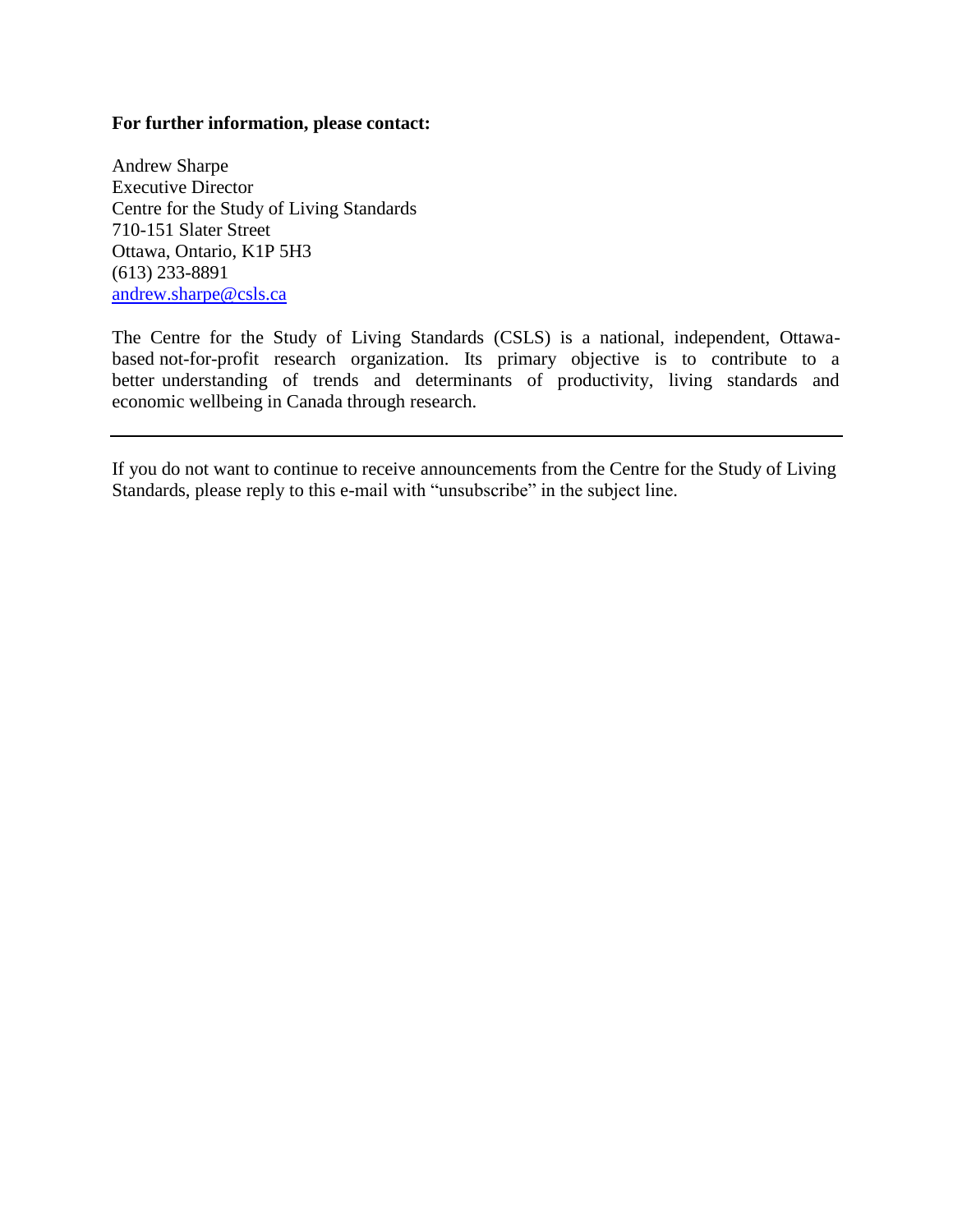**For further information, please contact:**

Andrew Sharpe
Executive Director
Centre for the Study of Living Standards
710-151 Slater Street
Ottawa, Ontario, K1P 5H3
(613) 233-8891
andrew.sharpe@csls.ca

The Centre for the Study of Living Standards (CSLS) is a national, independent, Ottawa-based not-for-profit research organization. Its primary objective is to contribute to a better understanding of trends and determinants of productivity, living standards and economic wellbeing in Canada through research.

---

If you do not want to continue to receive announcements from the Centre for the Study of Living Standards, please reply to this e-mail with "unsubscribe" in the subject line.